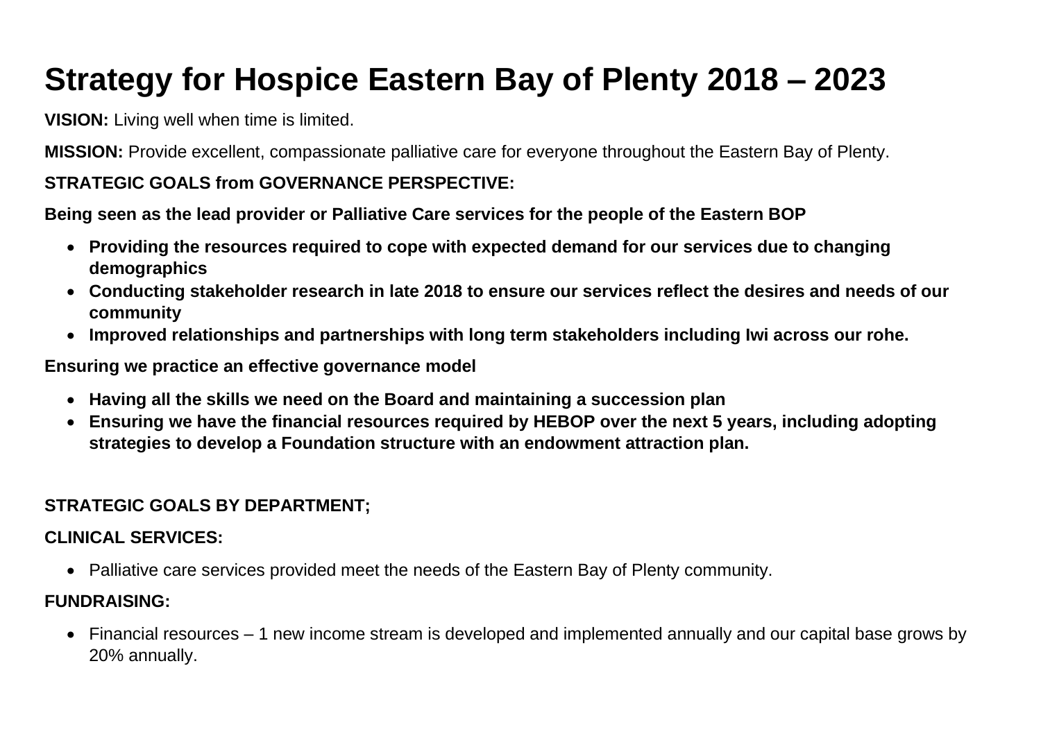# Strategy for Hospice Eastern Bay of Plenty 2018 – 2023

**VISION:** Living well when time is limited.

**MISSION:** Provide excellent, compassionate palliative care for everyone throughout the Eastern Bay of Plenty.

**STRATEGIC GOALS from GOVERNANCE PERSPECTIVE:**

**Being seen as the lead provider or Palliative Care services for the people of the Eastern BOP**

- **Providing the resources required to cope with expected demand for our services due to changing demographics**
- **Conducting stakeholder research in late 2018 to ensure our services reflect the desires and needs of our community**
- **Improved relationships and partnerships with long term stakeholders including Iwi across our rohe.**

**Ensuring we practice an effective governance model**

- **Having all the skills we need on the Board and maintaining a succession plan**
- **Ensuring we have the financial resources required by HEBOP over the next 5 years, including adopting strategies to develop a Foundation structure with an endowment attraction plan.**

**STRATEGIC GOALS BY DEPARTMENT;**

**CLINICAL SERVICES:**

- Palliative care services provided meet the needs of the Eastern Bay of Plenty community.

**FUNDRAISING:**

- Financial resources – 1 new income stream is developed and implemented annually and our capital base grows by 20% annually.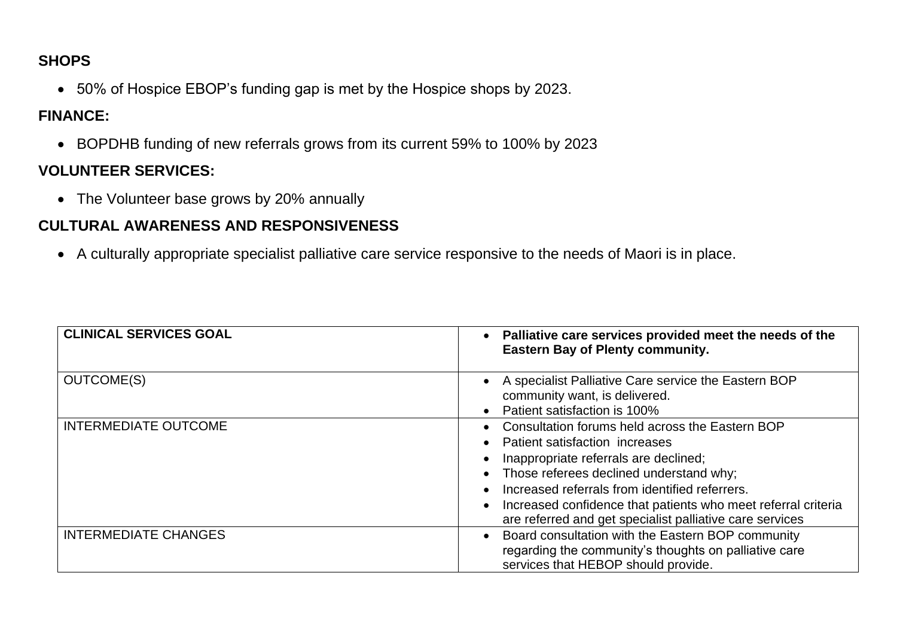**SHOPS**

- 50% of Hospice EBOP's funding gap is met by the Hospice shops by 2023.

**FINANCE:**

- BOPDHB funding of new referrals grows from its current 59% to 100% by 2023

**VOLUNTEER SERVICES:**

- The Volunteer base grows by 20% annually

**CULTURAL AWARENESS AND RESPONSIVENESS**

- A culturally appropriate specialist palliative care service responsive to the needs of Maori is in place.

| **CLINICAL SERVICES GOAL** | • **Palliative care services provided meet the needs of the Eastern Bay of Plenty community.** |
|---|---|
| OUTCOME(S) | • A specialist Palliative Care service the Eastern BOP community want, is delivered.<br>• Patient satisfaction is 100% |
| INTERMEDIATE OUTCOME | • Consultation forums held across the Eastern BOP<br>• Patient satisfaction increases<br>• Inappropriate referrals are declined;<br>• Those referees declined understand why;<br>• Increased referrals from identified referrers.<br>• Increased confidence that patients who meet referral criteria are referred and get specialist palliative care services |
| INTERMEDIATE CHANGES | • Board consultation with the Eastern BOP community regarding the community's thoughts on palliative care services that HEBOP should provide. |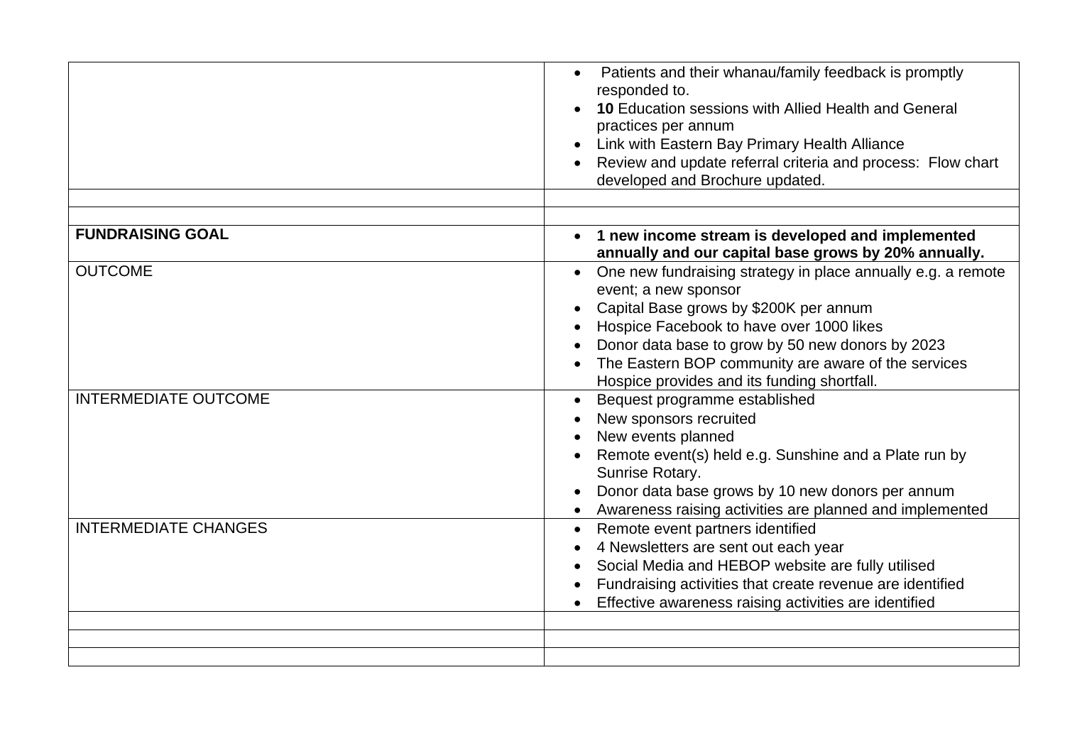| | |
|---|---|
| | • Patients and their whanau/family feedback is promptly responded to.<br>• **10** Education sessions with Allied Health and General practices per annum<br>• Link with Eastern Bay Primary Health Alliance<br>• Review and update referral criteria and process: Flow chart developed and Brochure updated. |
| | |
| | |
| **FUNDRAISING GOAL** | • **1 new income stream is developed and implemented annually and our capital base grows by 20% annually.** |
| OUTCOME | • One new fundraising strategy in place annually e.g. a remote event; a new sponsor<br>• Capital Base grows by $200K per annum<br>• Hospice Facebook to have over 1000 likes<br>• Donor data base to grow by 50 new donors by 2023<br>• The Eastern BOP community are aware of the services Hospice provides and its funding shortfall. |
| INTERMEDIATE OUTCOME | • Bequest programme established<br>• New sponsors recruited<br>• New events planned<br>• Remote event(s) held e.g. Sunshine and a Plate run by Sunrise Rotary.<br>• Donor data base grows by 10 new donors per annum<br>• Awareness raising activities are planned and implemented |
| INTERMEDIATE CHANGES | • Remote event partners identified<br>• 4 Newsletters are sent out each year<br>• Social Media and HEBOP website are fully utilised<br>• Fundraising activities that create revenue are identified<br>• Effective awareness raising activities are identified |
| | |
| | |
| | |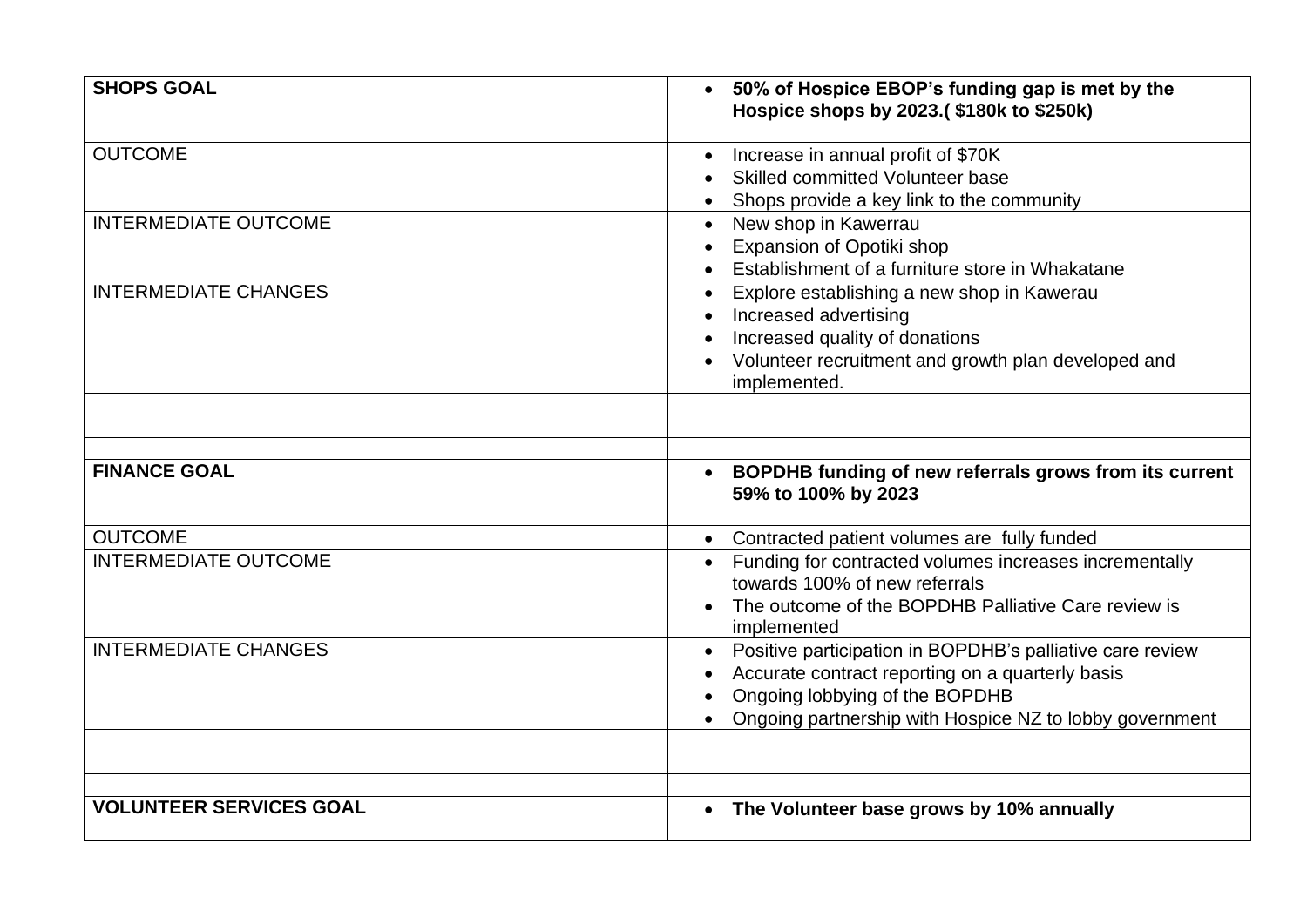| **SHOPS GOAL** | • **50% of Hospice EBOP's funding gap is met by the Hospice shops by 2023.( $180k to $250k)** |
|---|---|
| OUTCOME | • Increase in annual profit of $70K<br>• Skilled committed Volunteer base<br>• Shops provide a key link to the community |
| INTERMEDIATE OUTCOME | • New shop in Kawerrau<br>• Expansion of Opotiki shop<br>• Establishment of a furniture store in Whakatane |
| INTERMEDIATE CHANGES | • Explore establishing a new shop in Kawerau<br>• Increased advertising<br>• Increased quality of donations<br>• Volunteer recruitment and growth plan developed and implemented. |
| | |
| | |
| | |
| **FINANCE GOAL** | • **BOPDHB funding of new referrals grows from its current 59% to 100% by 2023** |
| OUTCOME | • Contracted patient volumes are fully funded |
| INTERMEDIATE OUTCOME | • Funding for contracted volumes increases incrementally towards 100% of new referrals<br>• The outcome of the BOPDHB Palliative Care review is implemented |
| INTERMEDIATE CHANGES | • Positive participation in BOPDHB's palliative care review<br>• Accurate contract reporting on a quarterly basis<br>• Ongoing lobbying of the BOPDHB<br>• Ongoing partnership with Hospice NZ to lobby government |
| | |
| | |
| | |
| **VOLUNTEER SERVICES GOAL** | • **The Volunteer base grows by 10% annually** |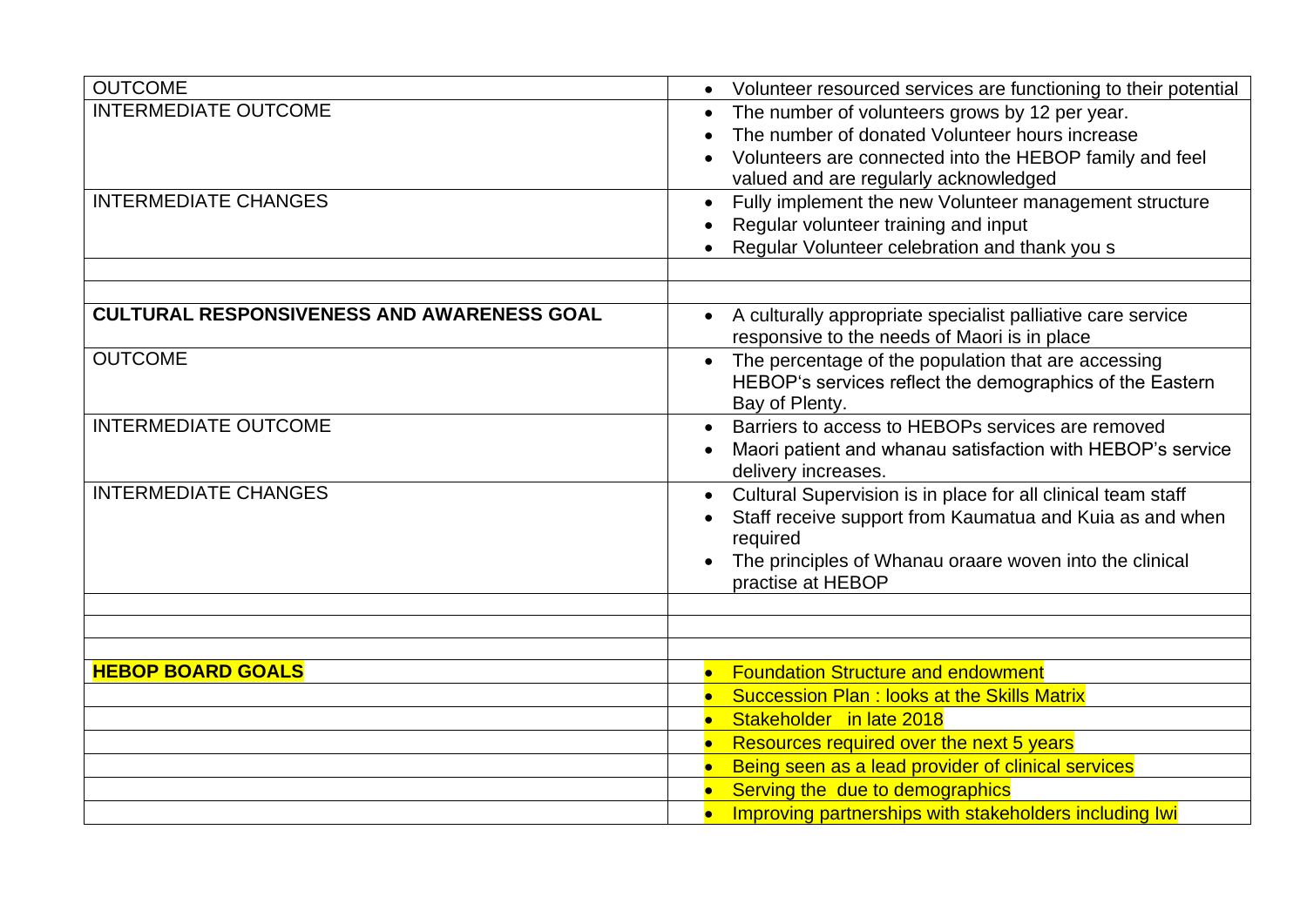| | |
|---|---|
| OUTCOME | • Volunteer resourced services are functioning to their potential |
| INTERMEDIATE OUTCOME | • The number of volunteers grows by 12 per year.<br>• The number of donated Volunteer hours increase<br>• Volunteers are connected into the HEBOP family and feel valued and are regularly acknowledged |
| INTERMEDIATE CHANGES | • Fully implement the new Volunteer management structure<br>• Regular volunteer training and input<br>• Regular Volunteer celebration and thank you s |
| | |
| | |
| **CULTURAL RESPONSIVENESS AND AWARENESS GOAL** | • A culturally appropriate specialist palliative care service responsive to the needs of Maori is in place |
| OUTCOME | • The percentage of the population that are accessing HEBOP's services reflect the demographics of the Eastern Bay of Plenty. |
| INTERMEDIATE OUTCOME | • Barriers to access to HEBOPs services are removed<br>• Maori patient and whanau satisfaction with HEBOP's service delivery increases. |
| INTERMEDIATE CHANGES | • Cultural Supervision is in place for all clinical team staff<br>• Staff receive support from Kaumatua and Kuia as and when required<br>• The principles of Whanau oraare woven into the clinical practise at HEBOP |
| | |
| | |
| | |
| **HEBOP BOARD GOALS** | • Foundation Structure and endowment |
| | • Succession Plan : looks at the Skills Matrix |
| | • Stakeholder in late 2018 |
| | • Resources required over the next 5 years |
| | • Being seen as a lead provider of clinical services |
| | • Serving the due to demographics |
| | • Improving partnerships with stakeholders including Iwi |